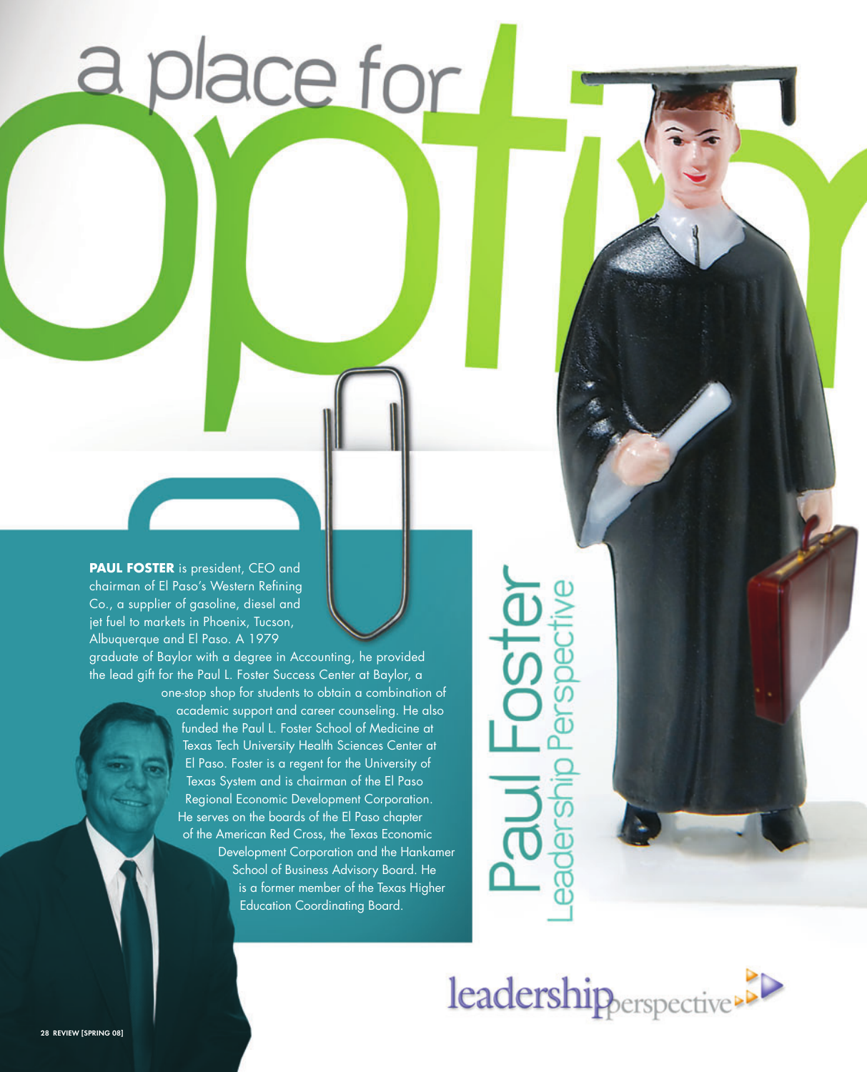# a place for optimism

## Paul Foster

### Leadership Perspective

**PAUL FOSTER** is president, CEO and chairman of El Paso's Western Refining Co., a supplier of gasoline, diesel and jet fuel to markets in Phoenix, Tucson, Albuquerque and El Paso. A 1979 graduate of Baylor with a degree in Accounting, he provided the lead gift for the Paul L. Foster Success Center at Baylor, a one-stop shop for students to obtain a combination of academic support and career counseling. He also funded the Paul L. Foster School of Medicine at Texas Tech University Health Sciences Center at El Paso. Foster is a regent for the University of Texas System and is chairman of the El Paso Regional Economic Development Corporation. He serves on the boards of the El Paso chapter of the American Red Cross, the Texas Economic Development Corporation and the Hankamer School of Business Advisory Board. He is a former member of the Texas Higher Education Coordinating Board.

leadershipperspective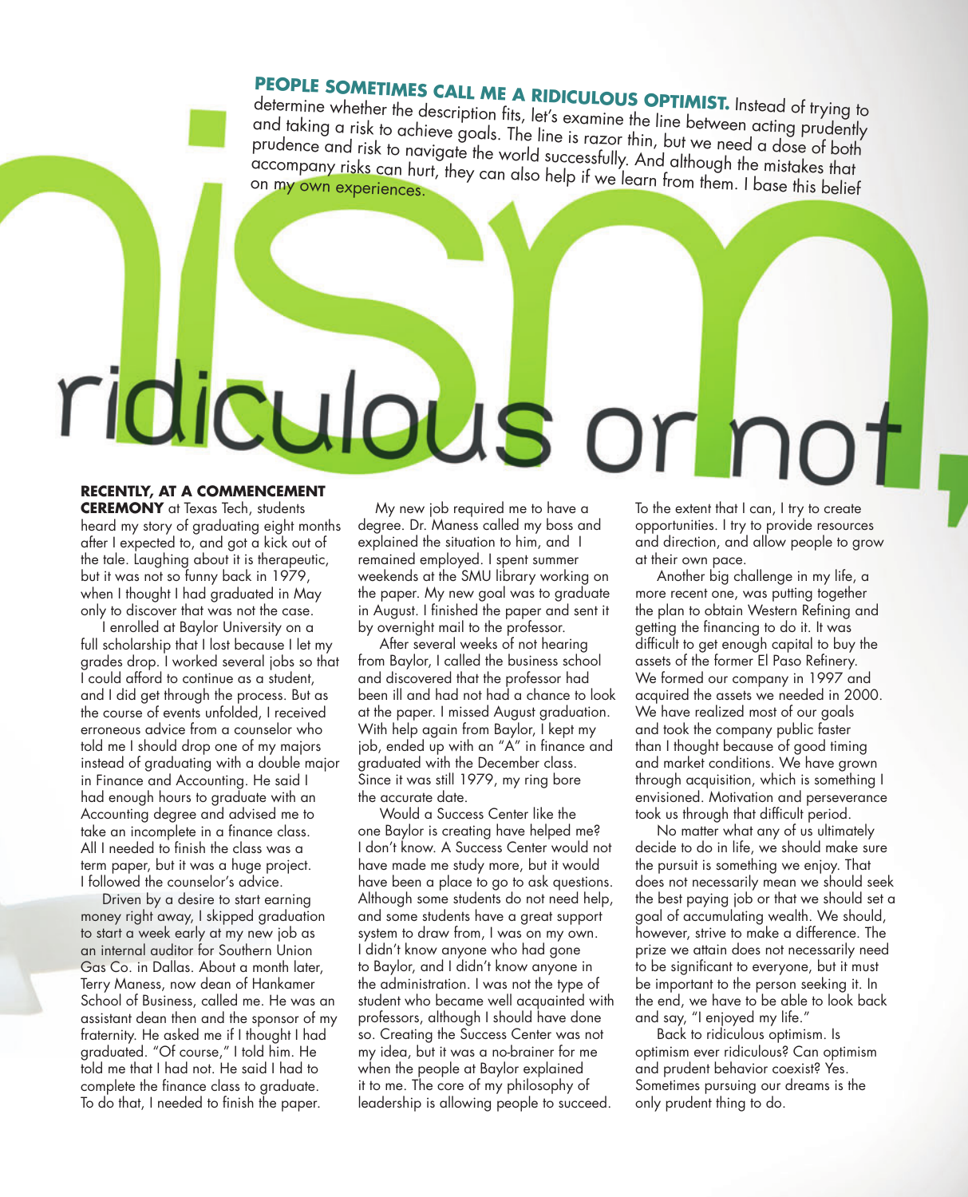**PEOPLE SOMETIMES CALL ME A RIDICULOUS OPTIMIST.** Instead of trying to determine whether the description fits, let's examine the line between acting prudently and taking a risk to achieve goals. The line is razor thin, but we need a dose of both prudence and risk to navigate the world successfully. And although the mistakes that accompany risks can hurt, they can also help if we learn from them. I base this belief on my own experiences.

# ridiculous or not,

**RECENTLY, AT A COMMENCEMENT CEREMONY** at Texas Tech, students heard my story of graduating eight months after I expected to, and got a kick out of the tale. Laughing about it is therapeutic, but it was not so funny back in 1979, when I thought I had graduated in May only to discover that was not the case.

I enrolled at Baylor University on a full scholarship that I lost because I let my grades drop. I worked several jobs so that I could afford to continue as a student, and I did get through the process. But as the course of events unfolded, I received erroneous advice from a counselor who told me I should drop one of my majors instead of graduating with a double major in Finance and Accounting. He said I had enough hours to graduate with an Accounting degree and advised me to take an incomplete in a finance class. All I needed to finish the class was a term paper, but it was a huge project. I followed the counselor's advice.

Driven by a desire to start earning money right away, I skipped graduation to start a week early at my new job as an internal auditor for Southern Union Gas Co. in Dallas. About a month later, Terry Maness, now dean of Hankamer School of Business, called me. He was an assistant dean then and the sponsor of my fraternity. He asked me if I thought I had graduated. "Of course," I told him. He told me that I had not. He said I had to complete the finance class to graduate. To do that, I needed to finish the paper.

My new job required me to have a degree. Dr. Maness called my boss and explained the situation to him, and I remained employed. I spent summer weekends at the SMU library working on the paper. My new goal was to graduate in August. I finished the paper and sent it by overnight mail to the professor.

After several weeks of not hearing from Baylor, I called the business school and discovered that the professor had been ill and had not had a chance to look at the paper. I missed August graduation. With help again from Baylor, I kept my job, ended up with an "A" in finance and graduated with the December class. Since it was still 1979, my ring bore the accurate date.

Would a Success Center like the one Baylor is creating have helped me? I don't know. A Success Center would not have made me study more, but it would have been a place to go to ask questions. Although some students do not need help, and some students have a great support system to draw from, I was on my own. I didn't know anyone who had gone to Baylor, and I didn't know anyone in the administration. I was not the type of student who became well acquainted with professors, although I should have done so. Creating the Success Center was not my idea, but it was a no-brainer for me when the people at Baylor explained it to me. The core of my philosophy of leadership is allowing people to succeed. To the extent that I can, I try to create opportunities. I try to provide resources and direction, and allow people to grow at their own pace.

Another big challenge in my life, a more recent one, was putting together the plan to obtain Western Refining and getting the financing to do it. It was difficult to get enough capital to buy the assets of the former El Paso Refinery. We formed our company in 1997 and acquired the assets we needed in 2000. We have realized most of our goals and took the company public faster than I thought because of good timing and market conditions. We have grown through acquisition, which is something I envisioned. Motivation and perseverance took us through that difficult period.

No matter what any of us ultimately decide to do in life, we should make sure the pursuit is something we enjoy. That does not necessarily mean we should seek the best paying job or that we should set a goal of accumulating wealth. We should, however, strive to make a difference. The prize we attain does not necessarily need to be significant to everyone, but it must be important to the person seeking it. In the end, we have to be able to look back and say, "I enjoyed my life."

Back to ridiculous optimism. Is optimism ever ridiculous? Can optimism and prudent behavior coexist? Yes. Sometimes pursuing our dreams is the only prudent thing to do.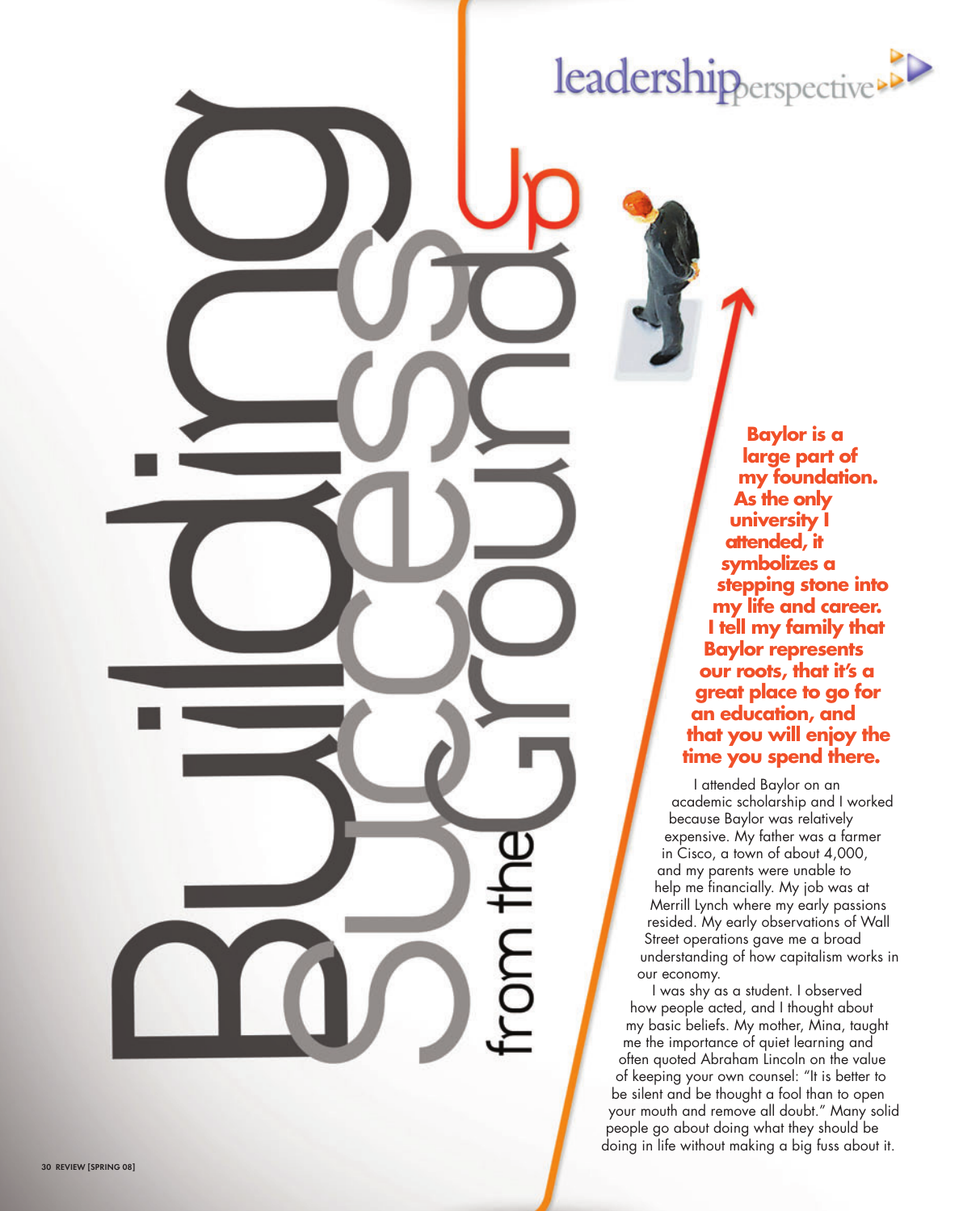# Building Success from the Ground Up

**Baylor is a large part of my foundation. As the only university I attended, it symbolizes a stepping stone into my life and career. I tell my family that Baylor represents our roots, that it's a great place to go for an education, and that you will enjoy the time you spend there.**

I attended Baylor on an academic scholarship and I worked because Baylor was relatively expensive. My father was a farmer in Cisco, a town of about 4,000, and my parents were unable to help me financially. My job was at Merrill Lynch where my early passions resided. My early observations of Wall Street operations gave me a broad understanding of how capitalism works in our economy.

I was shy as a student. I observed how people acted, and I thought about my basic beliefs. My mother, Mina, taught me the importance of quiet learning and often quoted Abraham Lincoln on the value of keeping your own counsel: "It is better to be silent and be thought a fool than to open your mouth and remove all doubt." Many solid people go about doing what they should be doing in life without making a big fuss about it.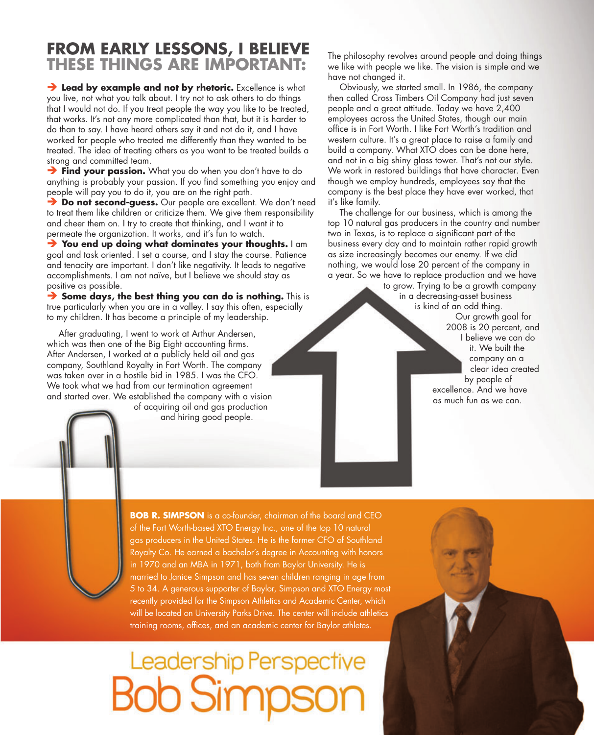## FROM EARLY LESSONS, I BELIEVE THESE THINGS ARE IMPORTANT:

➔ **Lead by example and not by rhetoric.** Excellence is what you live, not what you talk about. I try not to ask others to do things that I would not do. If you treat people the way you like to be treated, that works. It's not any more complicated than that, but it is harder to do than to say. I have heard others say it and not do it, and I have worked for people who treated me differently than they wanted to be treated. The idea of treating others as you want to be treated builds a strong and committed team.

➔ **Find your passion.** What you do when you don't have to do anything is probably your passion. If you find something you enjoy and people will pay you to do it, you are on the right path.

➔ **Do not second-guess.** Our people are excellent. We don't need to treat them like children or criticize them. We give them responsibility and cheer them on. I try to create that thinking, and I want it to permeate the organization. It works, and it's fun to watch.

➔ **You end up doing what dominates your thoughts.** I am goal and task oriented. I set a course, and I stay the course. Patience and tenacity are important. I don't like negativity. It leads to negative accomplishments. I am not naïve, but I believe we should stay as positive as possible.

➔ **Some days, the best thing you can do is nothing.** This is true particularly when you are in a valley. I say this often, especially to my children. It has become a principle of my leadership.

After graduating, I went to work at Arthur Andersen, which was then one of the Big Eight accounting firms. After Andersen, I worked at a publicly held oil and gas company, Southland Royalty in Fort Worth. The company was taken over in a hostile bid in 1985. I was the CFO. We took what we had from our termination agreement and started over. We established the company with a vision of acquiring oil and gas production and hiring good people.

The philosophy revolves around people and doing things we like with people we like. The vision is simple and we have not changed it.

Obviously, we started small. In 1986, the company then called Cross Timbers Oil Company had just seven people and a great attitude. Today we have 2,400 employees across the United States, though our main office is in Fort Worth. I like Fort Worth's tradition and western culture. It's a great place to raise a family and build a company. What XTO does can be done here, and not in a big shiny glass tower. That's not our style. We work in restored buildings that have character. Even though we employ hundreds, employees say that the company is the best place they have ever worked, that it's like family.

The challenge for our business, which is among the top 10 natural gas producers in the country and number two in Texas, is to replace a significant part of the business every day and to maintain rather rapid growth as size increasingly becomes our enemy. If we did nothing, we would lose 20 percent of the company in a year. So we have to replace production and we have to grow. Trying to be a growth company in a decreasing-asset business is kind of an odd thing. Our growth goal for 2008 is 20 percent, and I believe we can do it. We built the company on a clear idea created by people of excellence. And we have as much fun as we can.

**BOB R. SIMPSON** is a co-founder, chairman of the board and CEO of the Fort Worth-based XTO Energy Inc., one of the top 10 natural gas producers in the United States. He is the former CFO of Southland Royalty Co. He earned a bachelor's degree in Accounting with honors in 1970 and an MBA in 1971, both from Baylor University. He is married to Janice Simpson and has seven children ranging in age from 5 to 34. A generous supporter of Baylor, Simpson and XTO Energy most recently provided for the Simpson Athletics and Academic Center, which will be located on University Parks Drive. The center will include athletics training rooms, offices, and an academic center for Baylor athletes.

# Leadership Perspective Bob Simpson